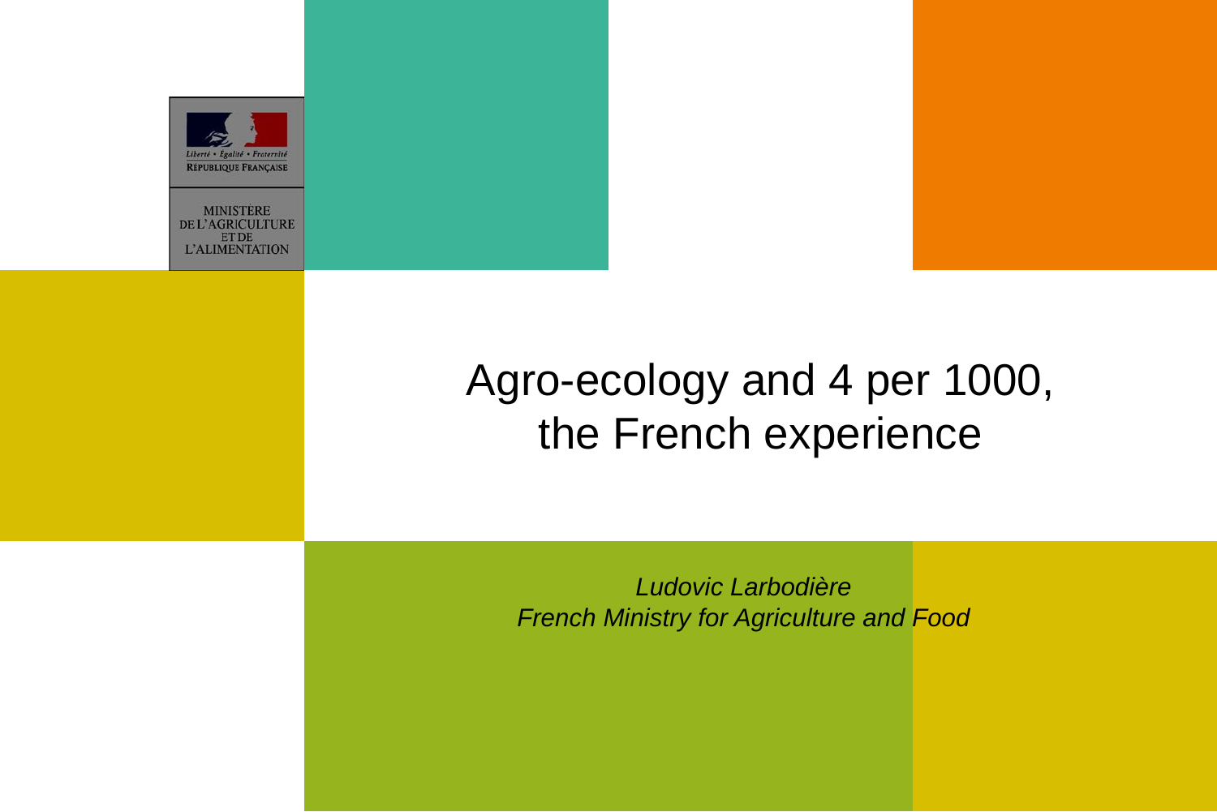Liberté • Égalité • Fraternité
RÉPUBLIQUE FRANÇAISE

MINISTÈRE DE L'AGRICULTURE ET DE L'ALIMENTATION

# Agro-ecology and 4 per 1000, the French experience

*Ludovic Larbodière*
*French Ministry for Agriculture and Food*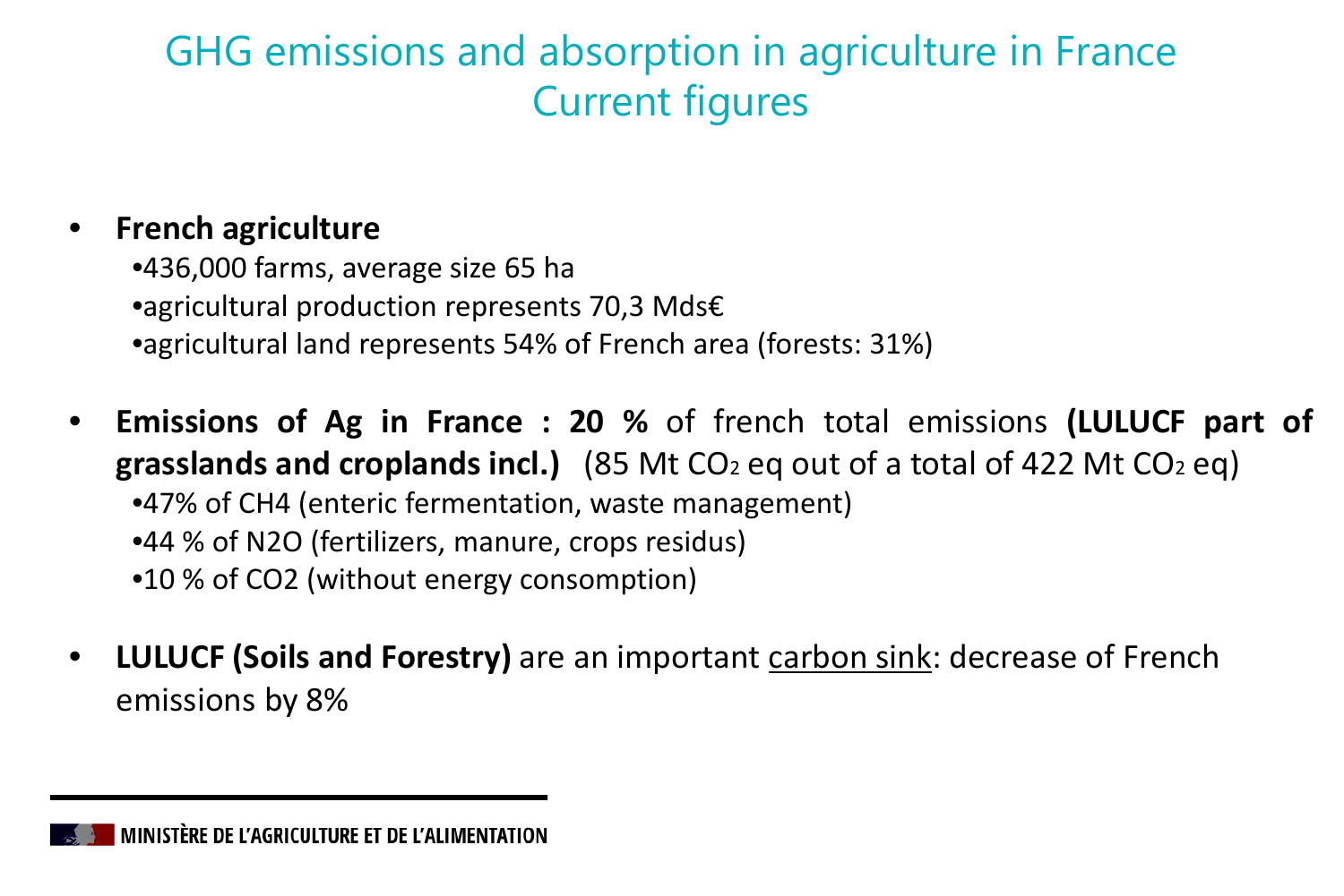# GHG emissions and absorption in agriculture in France
## Current figures

- **French agriculture**
  - 436,000 farms, average size 65 ha
  - agricultural production represents 70,3 Mds€
  - agricultural land represents 54% of French area (forests: 31%)

- **Emissions of Ag in France : 20 %** of french total emissions **(LULUCF part of grasslands and croplands incl.)** (85 Mt $CO_2$ eq out of a total of 422 Mt $CO_2$ eq)
  - 47% of CH4 (enteric fermentation, waste management)
  - 44 % of N2O (fertilizers, manure, crops residus)
  - 10 % of CO2 (without energy consomption)

- **LULUCF (Soils and Forestry)** are an important <u>carbon sink</u>: decrease of French emissions by 8%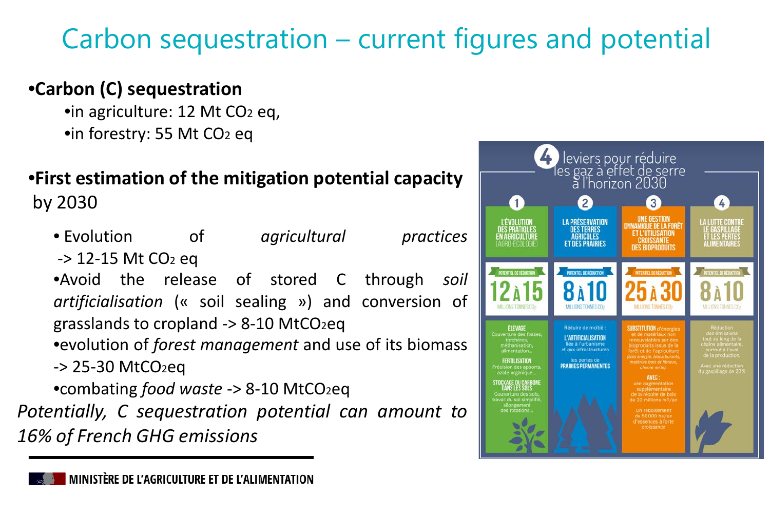# Carbon sequestration – current figures and potential

- **Carbon (C) sequestration**
  - in agriculture: 12 Mt $CO_2$ eq,
  - in forestry: 55 Mt $CO_2$ eq

- **First estimation of the mitigation potential capacity** by 2030
  - Evolution of *agricultural practices* -> 12-15 Mt $CO_2$ eq
  - Avoid the release of stored C through *soil artificialisation* (« soil sealing ») and conversion of grasslands to cropland -> 8-10 Mt$CO_2$eq
  - evolution of *forest management* and use of its biomass -> 25-30 Mt$CO_2$eq
  - combating *food waste* -> 8-10 Mt$CO_2$eq

*Potentially, C sequestration potential can amount to 16% of French GHG emissions*

## 4 leviers pour réduire les gaz à effet de serre à l'horizon 2030

| 1 | 2 | 3 | 4 |
|---|---|---|---|
| L'ÉVOLUTION DES PRATIQUES EN AGRICULTURE (AGRO-ÉCOLOGIE) | LA PRÉSERVATION DES TERRES AGRICOLES ET DES PRAIRIES | UNE GESTION DYNAMIQUE DE LA FORÊT ET L'UTILISATION CROISSANTE DES BIOPRODUITS | LA LUTTE CONTRE LE GASPILLAGE ET LES PERTES ALIMENTAIRES |
| POTENTIEL DE RÉDUCTION 12 À 15 MILLIONS TONNES $CO_2$ | POTENTIEL DE RÉDUCTION 8 À 10 MILLIONS TONNES $CO_2$ | POTENTIEL DE RÉDUCTION 25 À 30 MILLIONS TONNES $CO_2$ | POTENTIEL DE RÉDUCTION 8 À 10 MILLIONS TONNES $CO_2$ |
| ÉLEVAGE Couverture des fosses, torchères, méthanisation, alimentation… FERTILISATION Précision des apports, azote organique… STOCKAGE DU CARBONE DANS LES SOLS Couverture des sols, travail du sol simplifié, allongement des rotations… | Réduire de moitié : L'ARTIFICIALISATION liée à l'urbanisme et aux infrastructures les pertes de PRAIRIES PERMANENTES | SUBSTITUTION d'énergies et de matériaux non renouvelables par des bioproduits issus de la forêt et de l'agriculture (bois énergie, biocarburants, matériau bois et fibreux, chimie verte). AVEC : une augmentation supplémentaire de la récolte de bois de 20 millions m³/an Un reboisement de 50 000 ha/an d'essences à forte croissance | Réduction des émissions tout au long de la chaîne alimentaire, surtout à l'aval de la production. Avec une réduction du gaspillage de 20% |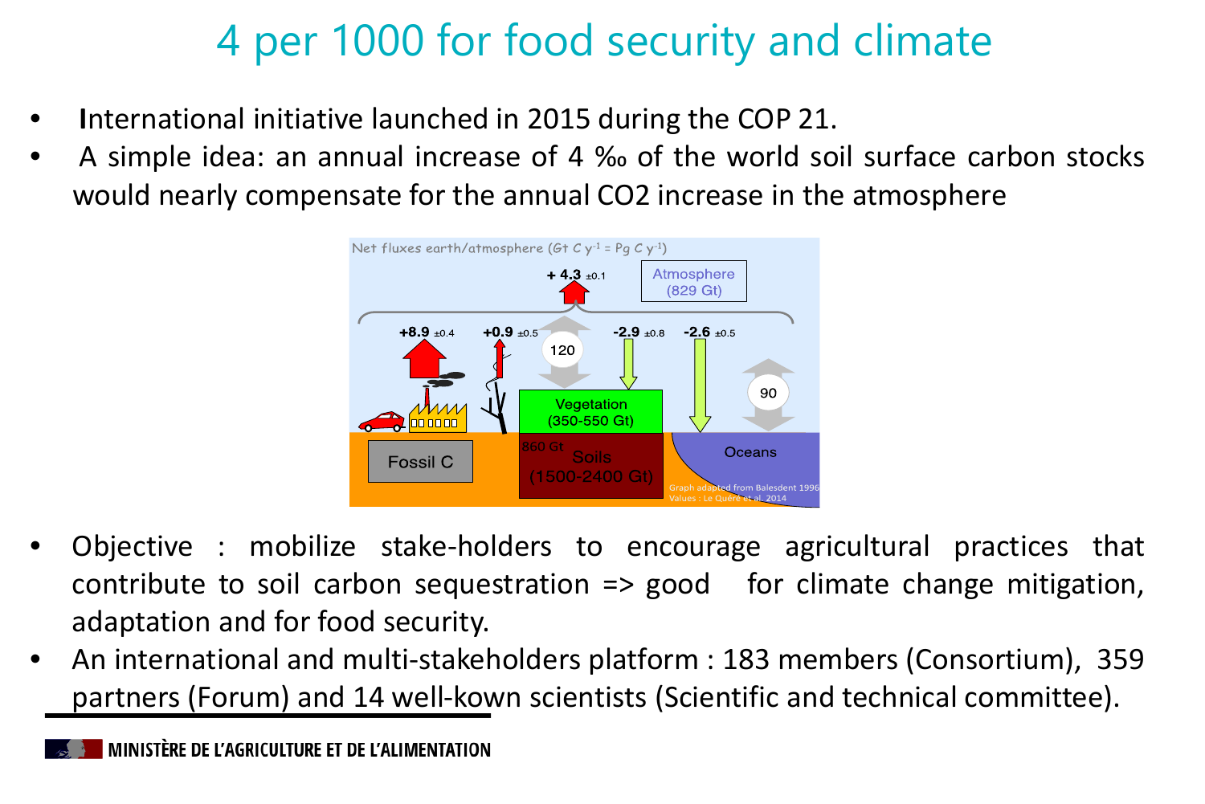# 4 per 1000 for food security and climate

- International initiative launched in 2015 during the COP 21.
- A simple idea: an annual increase of 4 ‰ of the world soil surface carbon stocks would nearly compensate for the annual $CO_2$ increase in the atmosphere

- Objective : mobilize stake-holders to encourage agricultural practices that contribute to soil carbon sequestration => good for climate change mitigation, adaptation and for food security.
- An international and multi-stakeholders platform : 183 members (Consortium), 359 partners (Forum) and 14 well-kown scientists (Scientific and technical committee).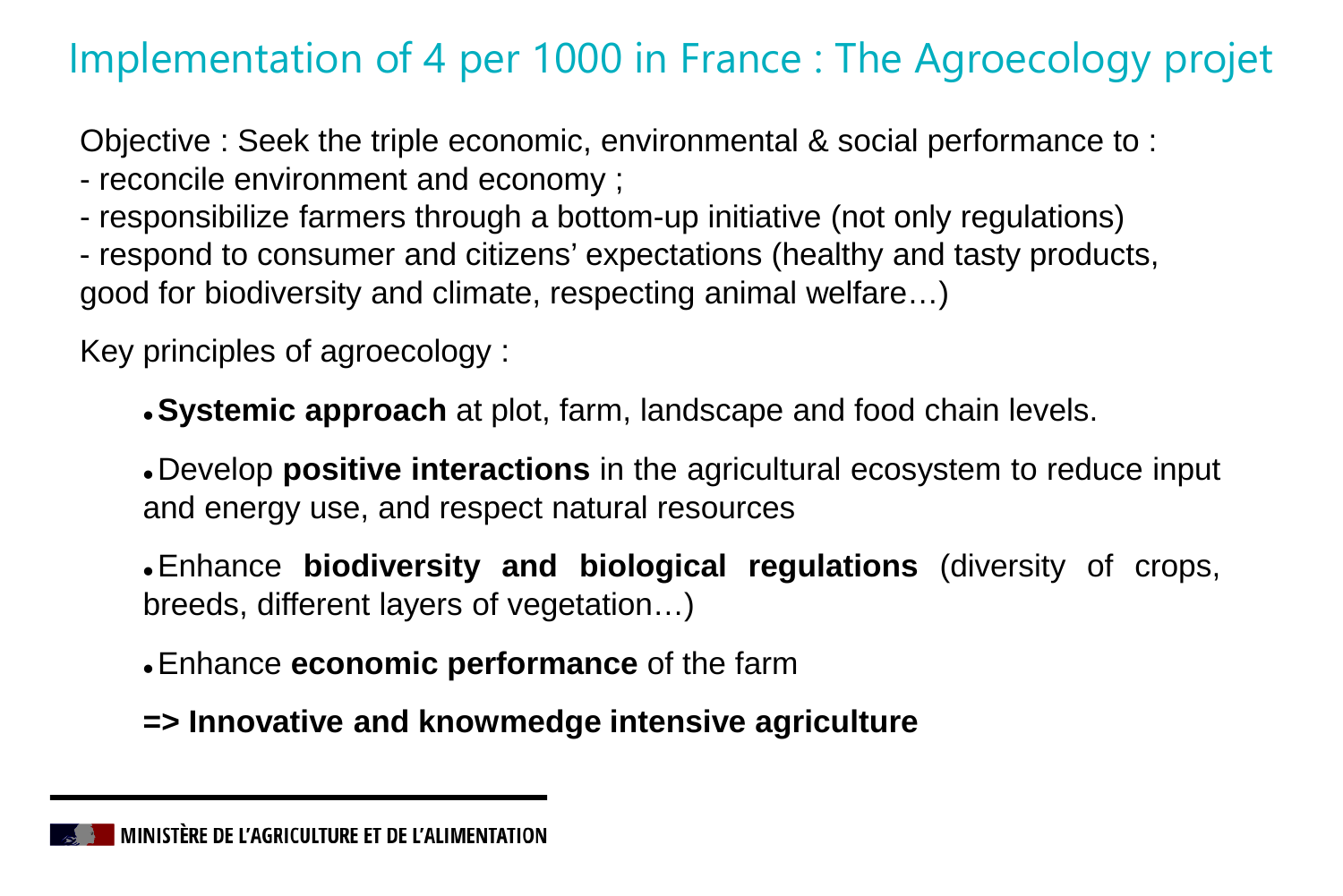# Implementation of 4 per 1000 in France : The Agroecology projet

Objective : Seek the triple economic, environmental & social performance to :
- reconcile environment and economy ;
- responsibilize farmers through a bottom-up initiative (not only regulations)
- respond to consumer and citizens' expectations (healthy and tasty products, good for biodiversity and climate, respecting animal welfare…)

Key principles of agroecology :

- **Systemic approach** at plot, farm, landscape and food chain levels.
- Develop **positive interactions** in the agricultural ecosystem to reduce input and energy use, and respect natural resources
- Enhance **biodiversity and biological regulations** (diversity of crops, breeds, different layers of vegetation…)
- Enhance **economic performance** of the farm

**=> Innovative and knowmedge intensive agriculture**

MINISTÈRE DE L'AGRICULTURE ET DE L'ALIMENTATION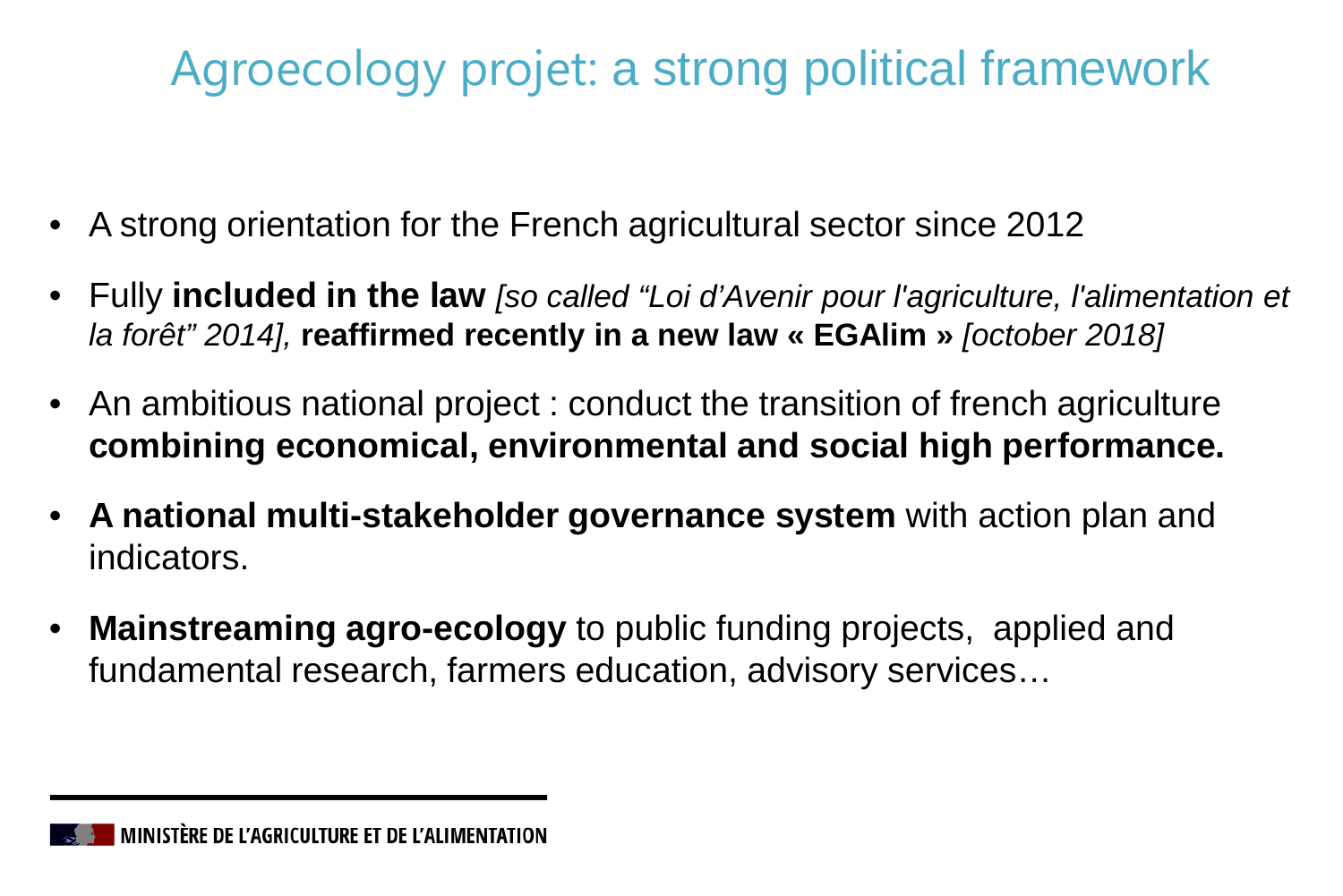# Agroecology projet: a strong political framework

- A strong orientation for the French agricultural sector since 2012
- Fully **included in the law** *[so called "Loi d'Avenir pour l'agriculture, l'alimentation et la forêt" 2014],* **reaffirmed recently in a new law « EGAlim »** *[october 2018]*
- An ambitious national project : conduct the transition of french agriculture **combining economical, environmental and social high performance.**
- **A national multi-stakeholder governance system** with action plan and indicators.
- **Mainstreaming agro-ecology** to public funding projects, applied and fundamental research, farmers education, advisory services…

MINISTÈRE DE L'AGRICULTURE ET DE L'ALIMENTATION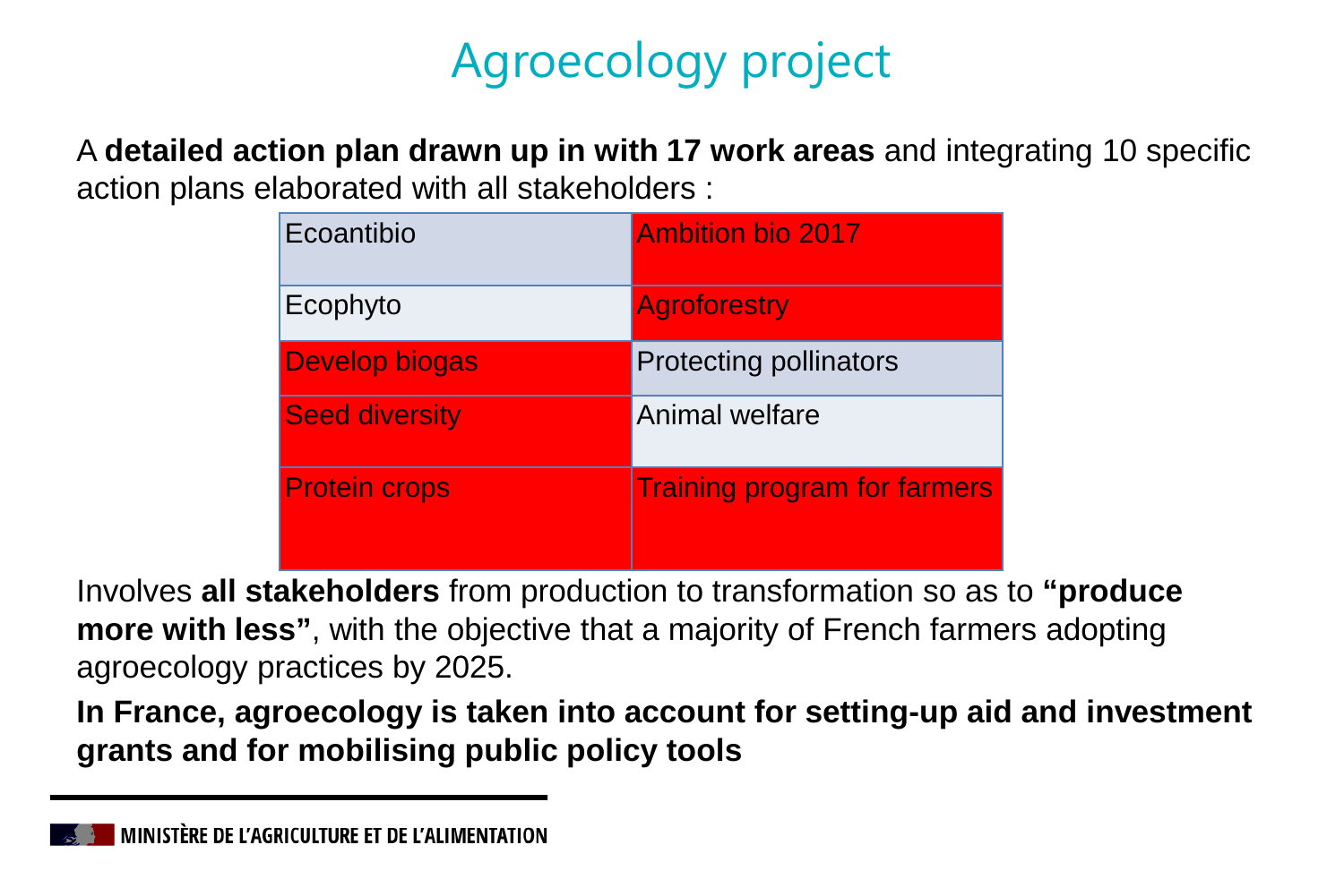# Agroecology project

A **detailed action plan drawn up in with 17 work areas** and integrating 10 specific action plans elaborated with all stakeholders :

| | |
|---|---|
| Ecoantibio | Ambition bio 2017 |
| Ecophyto | Agroforestry |
| Develop biogas | Protecting pollinators |
| Seed diversity | Animal welfare |
| Protein crops | Training program for farmers |

Involves **all stakeholders** from production to transformation so as to **"produce more with less"**, with the objective that a majority of French farmers adopting agroecology practices by 2025.

**In France, agroecology is taken into account for setting-up aid and investment grants and for mobilising public policy tools**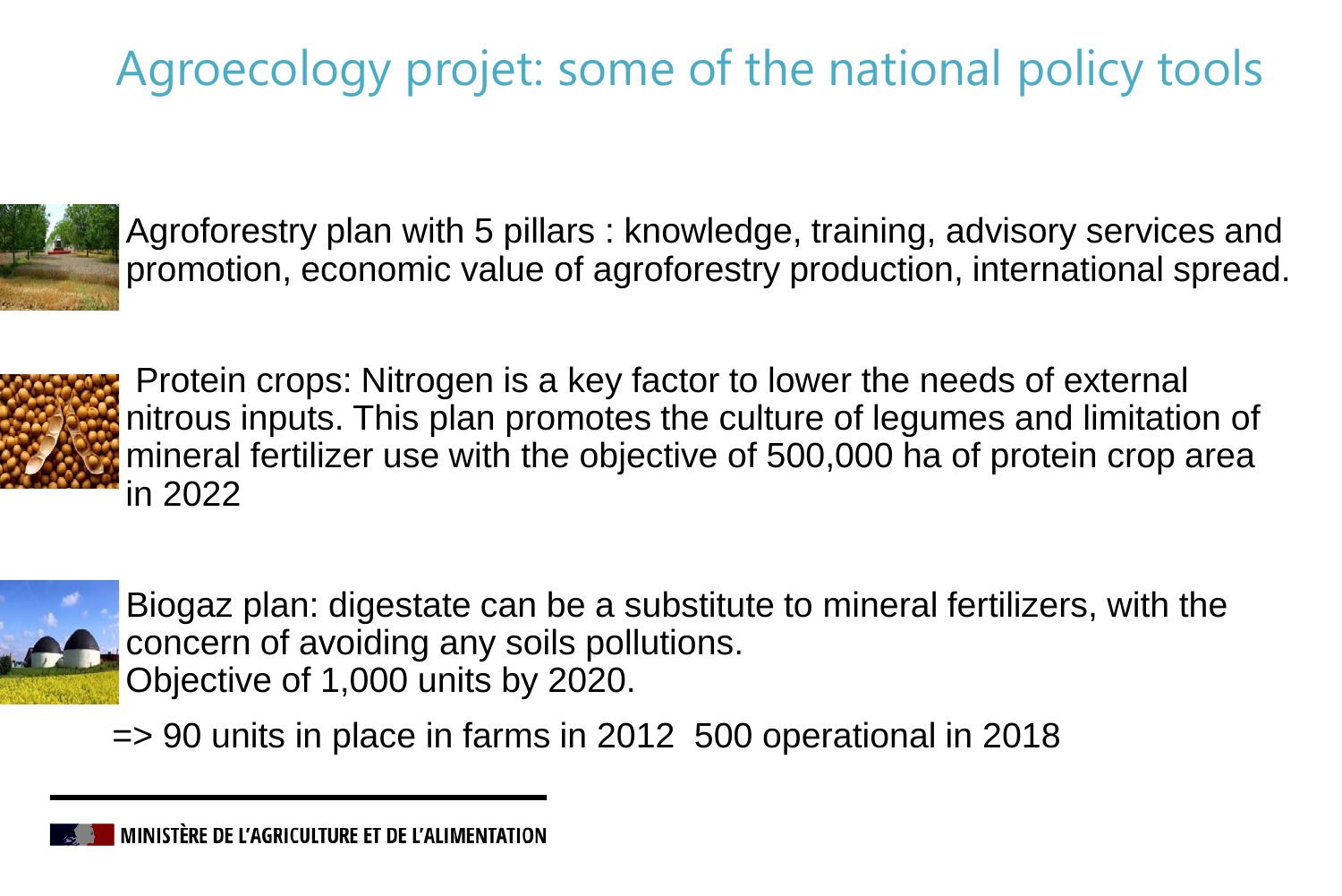# Agroecology projet: some of the national policy tools

Agroforestry plan with 5 pillars : knowledge, training, advisory services and promotion, economic value of agroforestry production, international spread.

Protein crops: Nitrogen is a key factor to lower the needs of external nitrous inputs. This plan promotes the culture of legumes and limitation of mineral fertilizer use with the objective of 500,000 ha of protein crop area in 2022

Biogaz plan: digestate can be a substitute to mineral fertilizers, with the concern of avoiding any soils pollutions.
Objective of 1,000 units by 2020.

=> 90 units in place in farms in 2012  500 operational in 2018

MINISTÈRE DE L'AGRICULTURE ET DE L'ALIMENTATION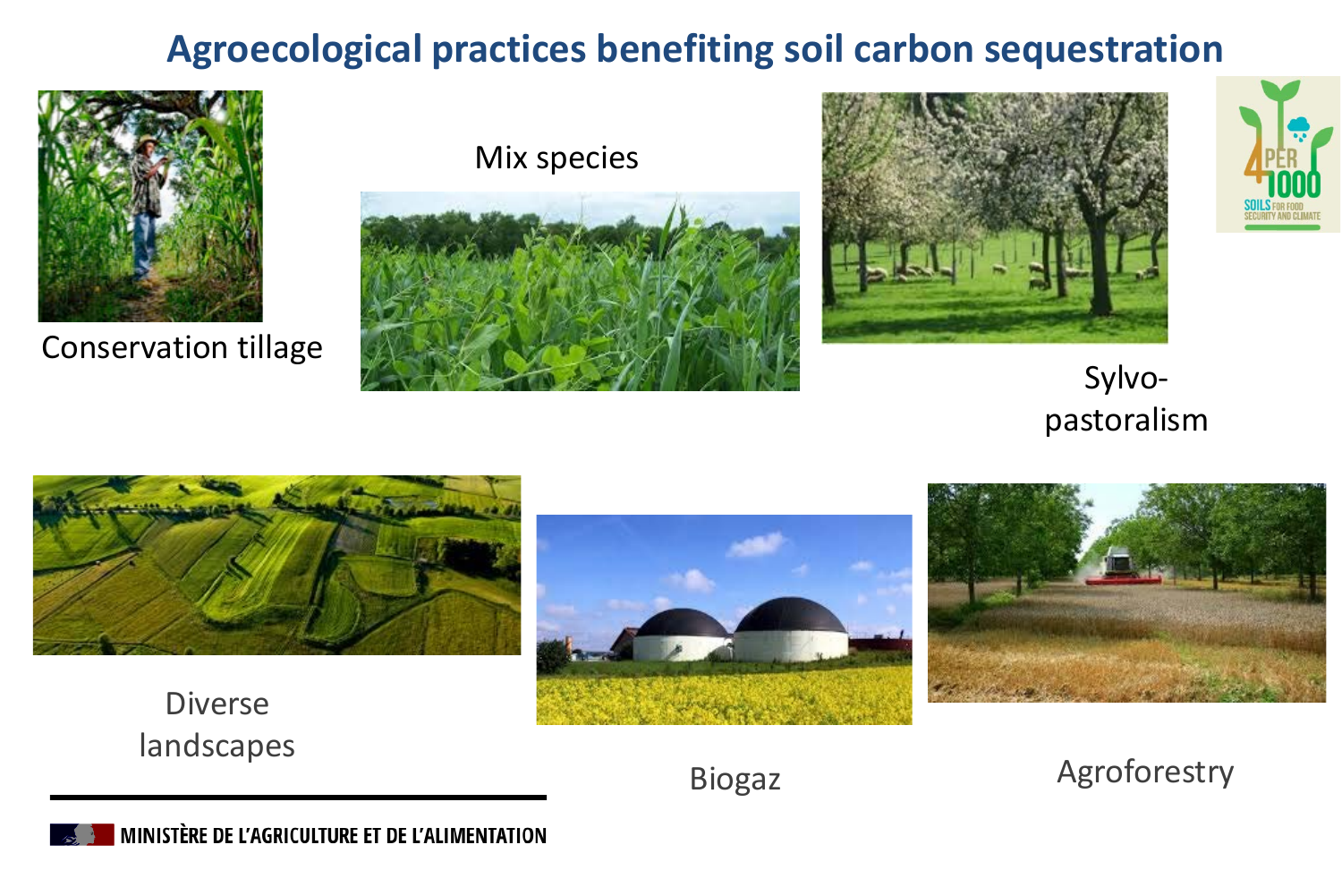# Agroecological practices benefiting soil carbon sequestration

Conservation tillage

Mix species

Sylvo-pastoralism

Diverse landscapes

Biogaz

Agroforestry

MINISTÈRE DE L'AGRICULTURE ET DE L'ALIMENTATION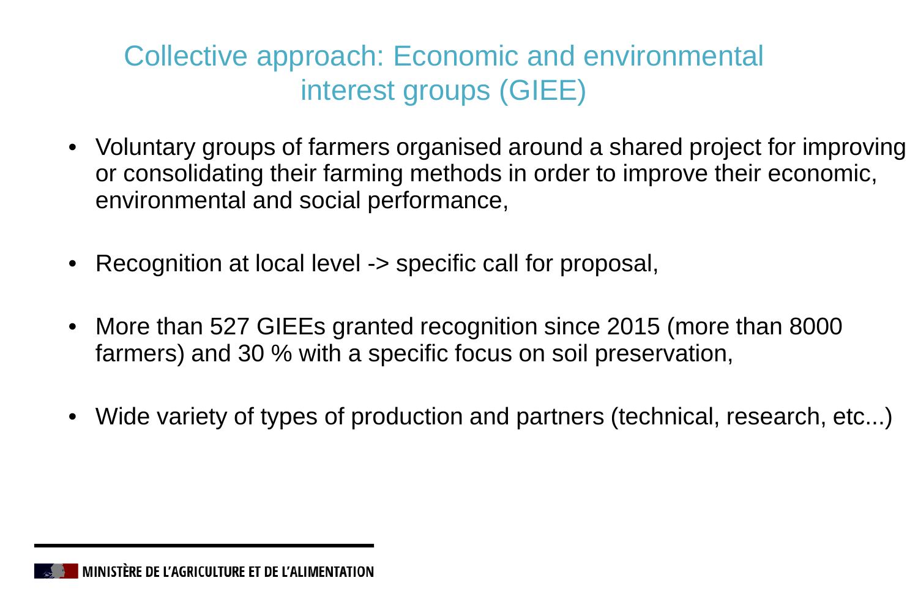# Collective approach: Economic and environmental interest groups (GIEE)

- Voluntary groups of farmers organised around a shared project for improving or consolidating their farming methods in order to improve their economic, environmental and social performance,

- Recognition at local level -> specific call for proposal,

- More than 527 GIEEs granted recognition since 2015 (more than 8000 farmers) and 30 % with a specific focus on soil preservation,

- Wide variety of types of production and partners (technical, research, etc...)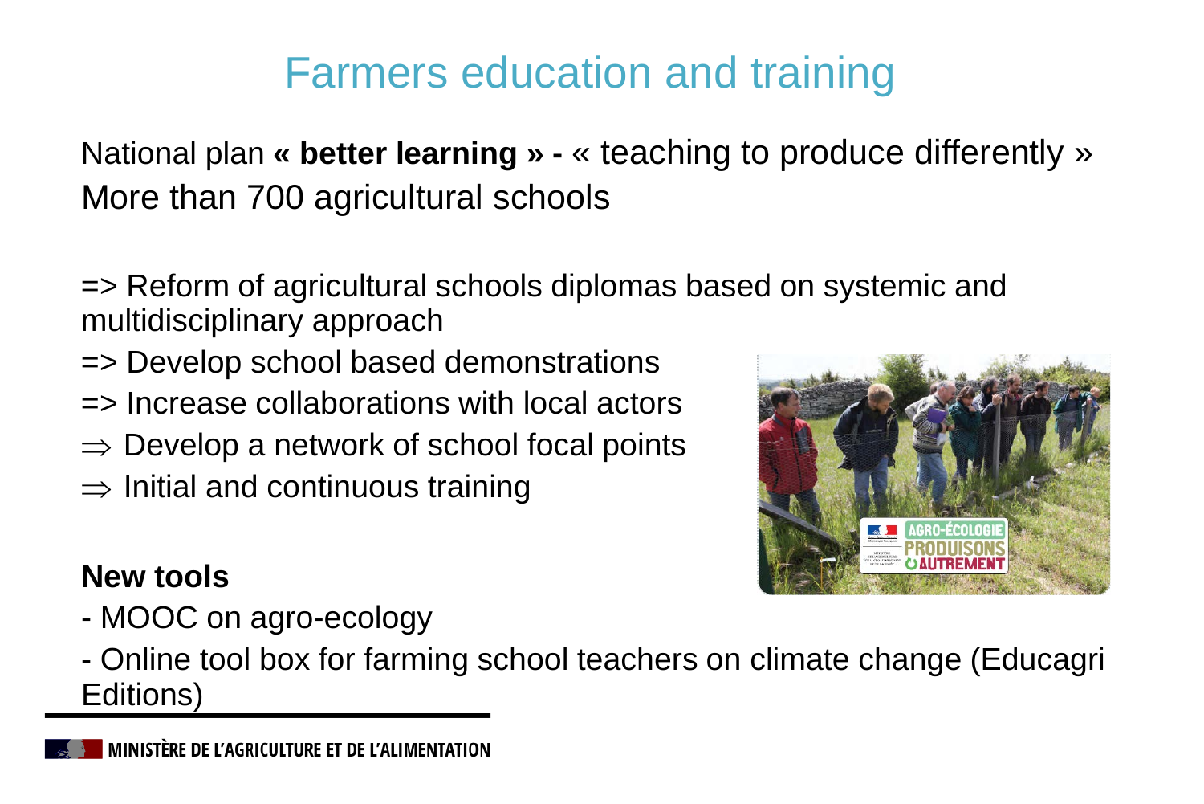# Farmers education and training

National plan **« better learning » -** « teaching to produce differently »
More than 700 agricultural schools

=> Reform of agricultural schools diplomas based on systemic and multidisciplinary approach

=> Develop school based demonstrations

=> Increase collaborations with local actors

$\Rightarrow$ Develop a network of school focal points

$\Rightarrow$ Initial and continuous training

**New tools**

- MOOC on agro-ecology
- Online tool box for farming school teachers on climate change (Educagri Editions)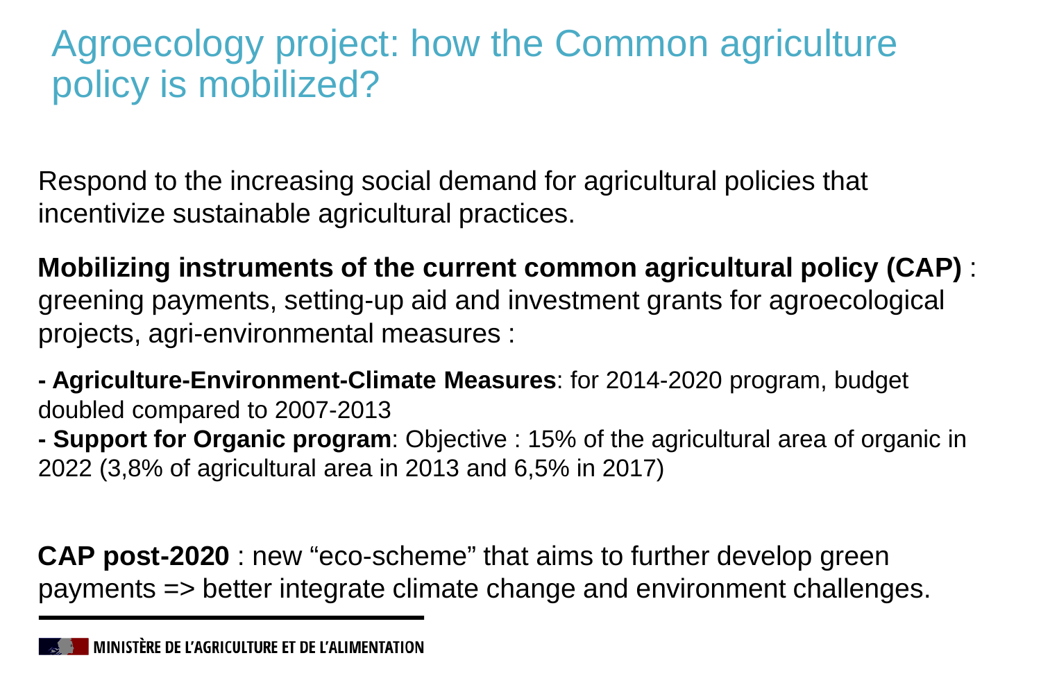# Agroecology project: how the Common agriculture policy is mobilized?

Respond to the increasing social demand for agricultural policies that incentivize sustainable agricultural practices.

**Mobilizing instruments of the current common agricultural policy (CAP)** : greening payments, setting-up aid and investment grants for agroecological projects, agri-environmental measures :

**- Agriculture-Environment-Climate Measures**: for 2014-2020 program, budget doubled compared to 2007-2013
**- Support for Organic program**: Objective : 15% of the agricultural area of organic in 2022 (3,8% of agricultural area in 2013 and 6,5% in 2017)

**CAP post-2020** : new “eco-scheme” that aims to further develop green payments => better integrate climate change and environment challenges.

MINISTÈRE DE L’AGRICULTURE ET DE L’ALIMENTATION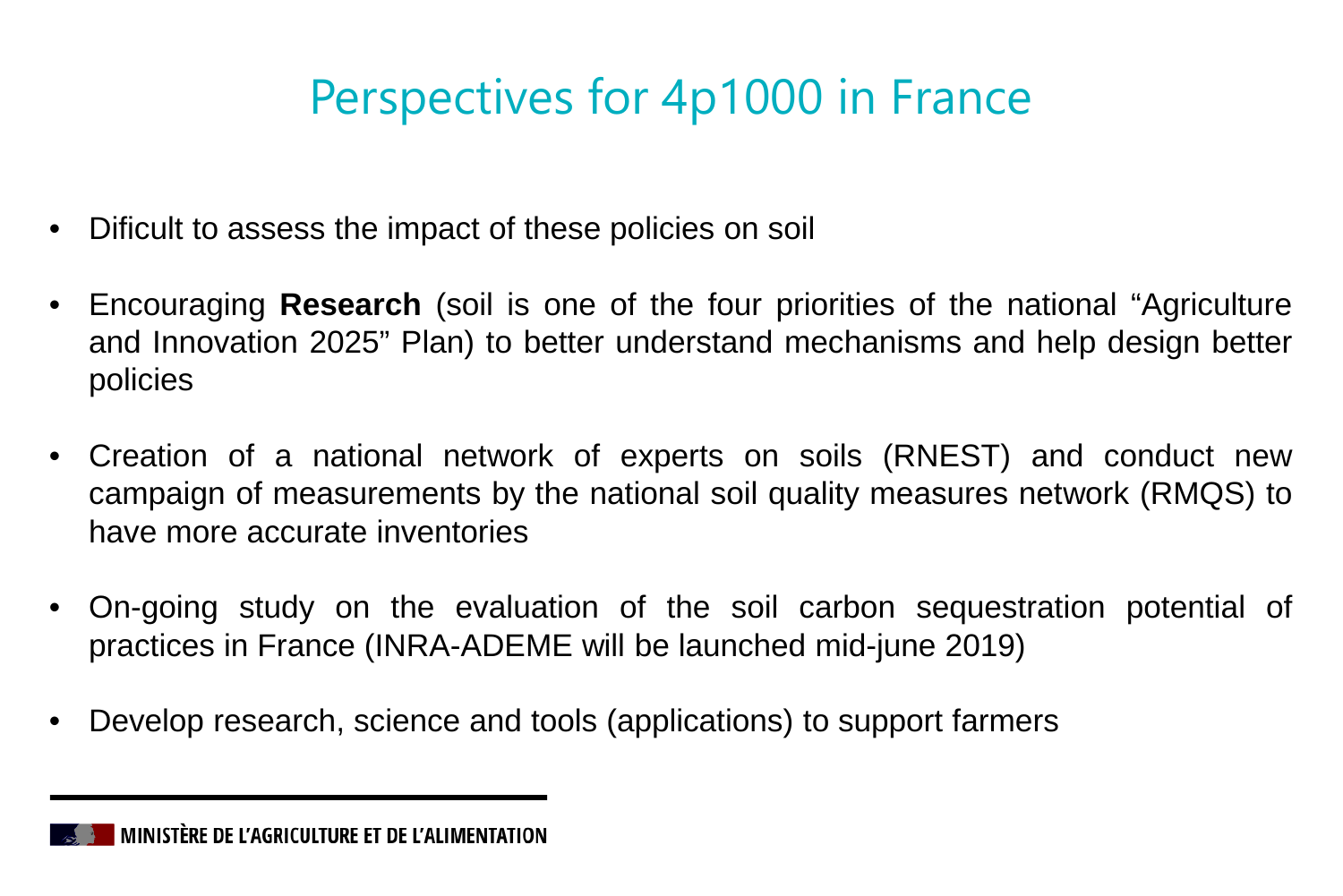# Perspectives for 4p1000 in France

- Dificult to assess the impact of these policies on soil

- Encouraging **Research** (soil is one of the four priorities of the national "Agriculture and Innovation 2025" Plan) to better understand mechanisms and help design better policies

- Creation of a national network of experts on soils (RNEST) and conduct new campaign of measurements by the national soil quality measures network (RMQS) to have more accurate inventories

- On-going study on the evaluation of the soil carbon sequestration potential of practices in France (INRA-ADEME will be launched mid-june 2019)

- Develop research, science and tools (applications) to support farmers

MINISTÈRE DE L'AGRICULTURE ET DE L'ALIMENTATION